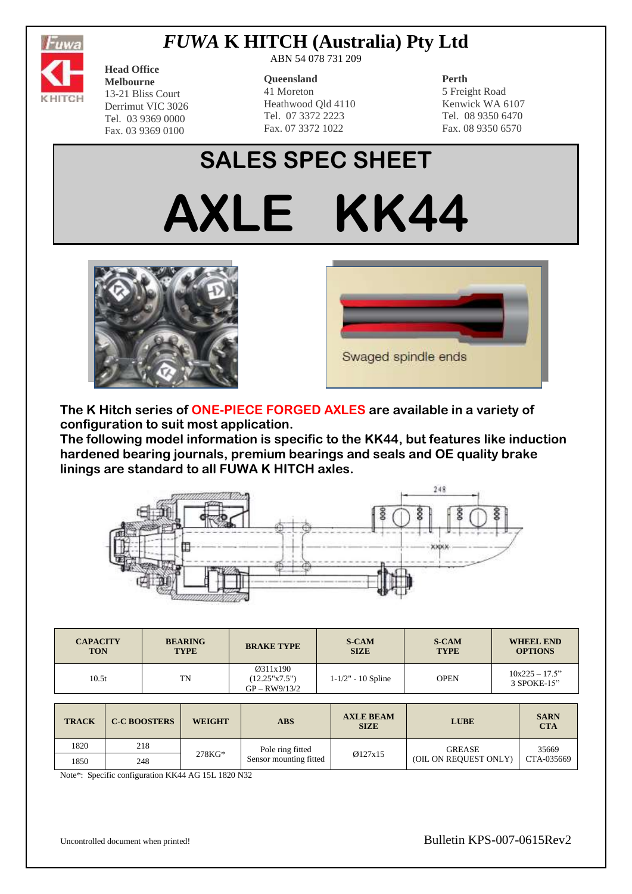# *FUWA* K HITCH (Australia) Pty Ltd

ABN 54 078 731 209

**Head Office**
**Melbourne**
13-21 Bliss Court
Derrimut VIC 3026
Tel. 03 9369 0000
Fax. 03 9369 0100

**Queensland**
41 Moreton
Heathwood Qld 4110
Tel. 07 3372 2223
Fax. 07 3372 1022

**Perth**
5 Freight Road
Kenwick WA 6107
Tel. 08 9350 6470
Fax. 08 9350 6570

# SALES SPEC SHEET

# AXLE KK44

Swaged spindle ends

**The K Hitch series of ONE-PIECE FORGED AXLES are available in a variety of configuration to suit most application.**
**The following model information is specific to the KK44, but features like induction hardened bearing journals, premium bearings and seals and OE quality brake linings are standard to all FUWA K HITCH axles.**

248

XXXX

| CAPACITY TON | BEARING TYPE | BRAKE TYPE | S-CAM SIZE | S-CAM TYPE | WHEEL END OPTIONS |
|---|---|---|---|---|---|
| 10.5t | TN | Ø311x190 (12.25"x7.5") GP – RW9/13/2 | 1-1/2" - 10 Spline | OPEN | 10x225 – 17.5" 3 SPOKE-15" |

| TRACK | C-C BOOSTERS | WEIGHT | ABS | AXLE BEAM SIZE | LUBE | SARN CTA |
|---|---|---|---|---|---|---|
| 1820 | 218 | 278KG* | Pole ring fitted Sensor mounting fitted | Ø127x15 | GREASE (OIL ON REQUEST ONLY) | 35669 CTA-035669 |
| 1850 | 248 | | | | | |

Note*: Specific configuration KK44 AG 15L 1820 N32

Uncontrolled document when printed!

Bulletin KPS-007-0615Rev2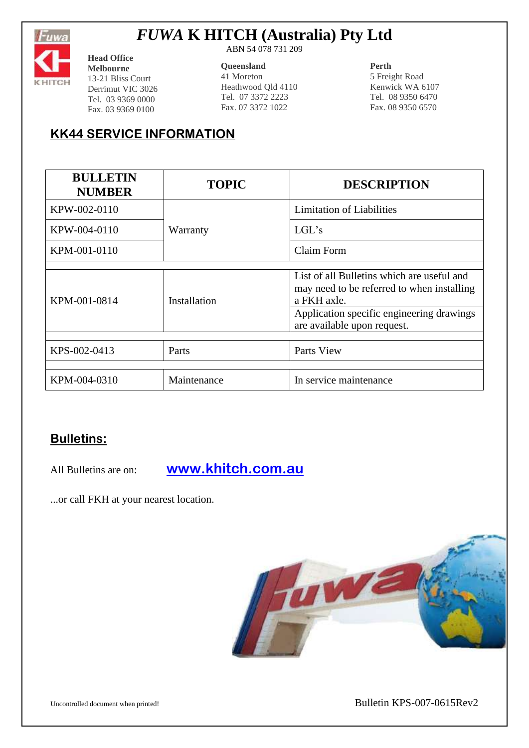# *FUWA* K HITCH (Australia) Pty Ltd

ABN 54 078 731 209

**Head Office**
**Melbourne**
13-21 Bliss Court
Derrimut VIC 3026
Tel. 03 9369 0000
Fax. 03 9369 0100

**Queensland**
41 Moreton
Heathwood Qld 4110
Tel. 07 3372 2223
Fax. 07 3372 1022

**Perth**
5 Freight Road
Kenwick WA 6107
Tel. 08 9350 6470
Fax. 08 9350 6570

## KK44 SERVICE INFORMATION

| BULLETIN NUMBER | TOPIC | DESCRIPTION |
|---|---|---|
| KPW-002-0110 | Warranty | Limitation of Liabilities |
| KPW-004-0110 | | LGL's |
| KPM-001-0110 | | Claim Form |
| | | |
| KPM-001-0814 | Installation | List of all Bulletins which are useful and may need to be referred to when installing a FKH axle. |
| | | Application specific engineering drawings are available upon request. |
| | | |
| KPS-002-0413 | Parts | Parts View |
| | | |
| KPM-004-0310 | Maintenance | In service maintenance |

## Bulletins:

All Bulletins are on: **www.khitch.com.au**

...or call FKH at your nearest location.

Uncontrolled document when printed!

Bulletin KPS-007-0615Rev2